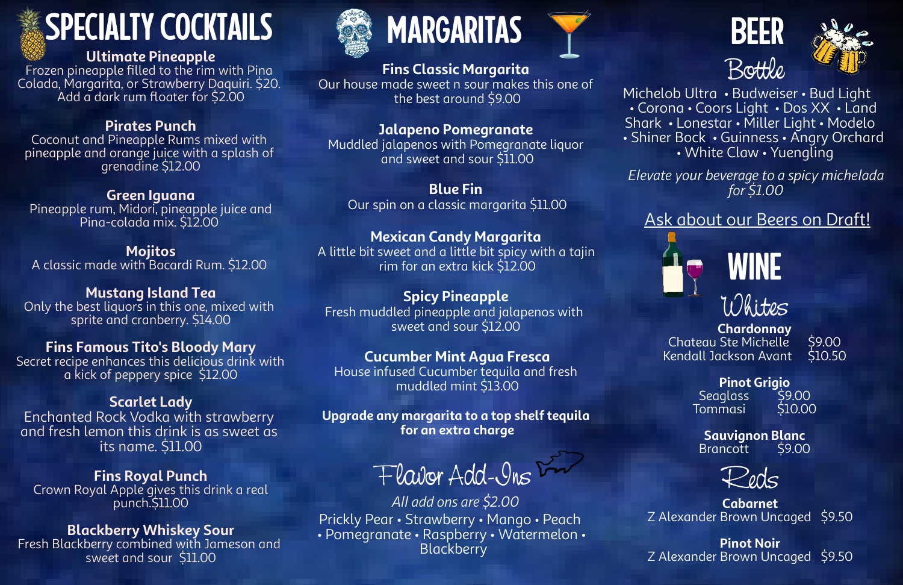# SPECIALTY COCKTAILS

**Ultimate Pineapple**
Frozen pineapple filled to the rim with Pina Colada, Margarita, or Strawberry Daquiri. $20. Add a dark rum floater for $2.00

**Pirates Punch**
Coconut and Pineapple Rums mixed with pineapple and orange juice with a splash of grenadine $12.00

**Green Iguana**
Pineapple rum, Midori, pineapple juice and Pina-colada mix. $12.00

**Mojitos**
A classic made with Bacardi Rum. $12.00

**Mustang Island Tea**
Only the best liquors in this one, mixed with sprite and cranberry. $14.00

**Fins Famous Tito's Bloody Mary**
Secret recipe enhances this delicious drink with a kick of peppery spice $12.00

**Scarlet Lady**
Enchanted Rock Vodka with strawberry and fresh lemon this drink is as sweet as its name. $11.00

**Fins Royal Punch**
Crown Royal Apple gives this drink a real punch.$11.00

**Blackberry Whiskey Sour**
Fresh Blackberry combined with Jameson and sweet and sour $11.00

# MARGARITAS

**Fins Classic Margarita**
Our house made sweet n sour makes this one of the best around $9.00

**Jalapeno Pomegranate**
Muddled jalapenos with Pomegranate liquor and sweet and sour $11.00

**Blue Fin**
Our spin on a classic margarita $11.00

**Mexican Candy Margarita**
A little bit sweet and a little bit spicy with a tajin rim for an extra kick $12.00

**Spicy Pineapple**
Fresh muddled pineapple and jalapenos with sweet and sour $12.00

**Cucumber Mint Agua Fresca**
House infused Cucumber tequila and fresh muddled mint $13.00

**Upgrade any margarita to a top shelf tequila for an extra charge**

## Flavor Add-Ins

*All add ons are $2.00*

Prickly Pear • Strawberry • Mango • Peach • Pomegranate • Raspberry • Watermelon • Blackberry

# BEER

## Bottle

Michelob Ultra • Budweiser • Bud Light • Corona • Coors Light • Dos XX • Land Shark • Lonestar • Miller Light • Modelo • Shiner Bock • Guinness • Angry Orchard • White Claw • Yuengling

*Elevate your beverage to a spicy michelada for $1.00*

Ask about our Beers on Draft!

# WINE

## Whites

**Chardonnay**

| | |
|---|---|
| Chateau Ste Michelle | $9.00 |
| Kendall Jackson Avant | $10.50 |

**Pinot Grigio**

| | |
|---|---|
| Seaglass | $9.00 |
| Tommasi | $10.00 |

**Sauvignon Blanc**

| | |
|---|---|
| Brancott | $9.00 |

## Reds

**Cabarnet**

| | |
|---|---|
| Z Alexander Brown Uncaged | $9.50 |

**Pinot Noir**

| | |
|---|---|
| Z Alexander Brown Uncaged | $9.50 |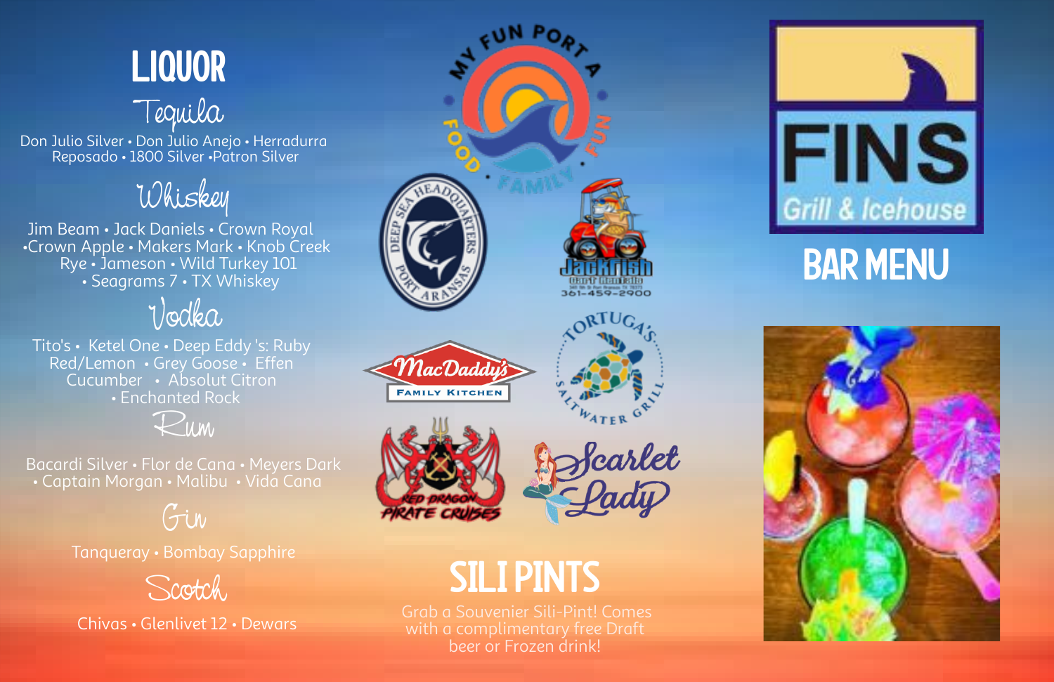# LIQUOR

## Tequila

Don Julio Silver • Don Julio Anejo • Herradurra Reposado • 1800 Silver •Patron Silver

## Whiskey

Jim Beam • Jack Daniels • Crown Royal •Crown Apple • Makers Mark • Knob Creek Rye • Jameson • Wild Turkey 101 • Seagrams 7 • TX Whiskey

## Vodka

Tito's • Ketel One • Deep Eddy 's: Ruby Red/Lemon • Grey Goose • Effen Cucumber • Absolut Citron • Enchanted Rock

## Rum

Bacardi Silver • Flor de Cana • Meyers Dark • Captain Morgan • Malibu • Vida Cana

## Gin

Tanqueray • Bombay Sapphire

## Scotch

Chivas • Glenlivet 12 • Dewars

MY FUN PORT A
FOOD • FAMILY • FUN

DEEP SEA HEADQUARTERS PORT ARANSAS

Jackfish Cart Rentals
361-459-2900

MacDaddy's Family Kitchen

Tortuga's Saltwater Grill

Red Dragon Pirate Cruises

Scarlet Lady

# SILI PINTS

Grab a Souvenier Sili-Pint! Comes with a complimentary free Draft beer or Frozen drink!

FINS Grill & Icehouse

# BAR MENU